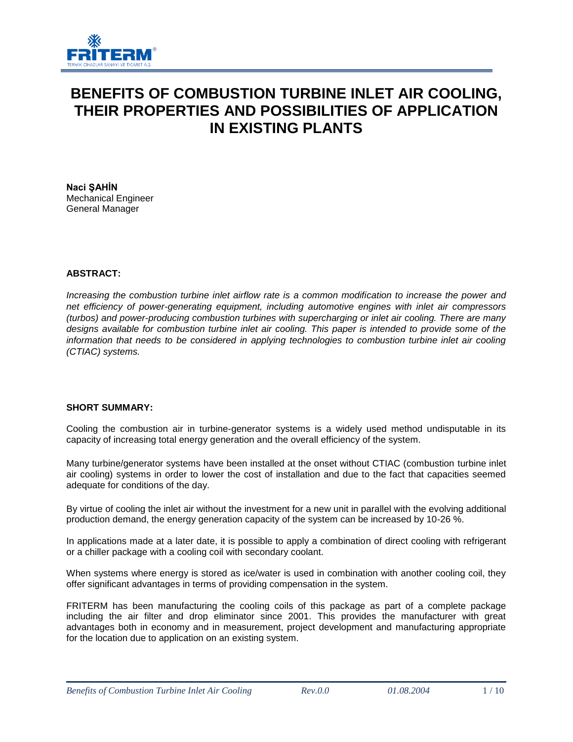# BENEFITS OF COMBUSTION TURBINE INLET AIR COOLING, THEIR PROPERTIES AND POSSIBILITIES OF APPLICATION IN EXISTING PLANTS

**Naci ŞAHİN**
Mechanical Engineer
General Manager

### ABSTRACT:

*Increasing the combustion turbine inlet airflow rate is a common modification to increase the power and net efficiency of power-generating equipment, including automotive engines with inlet air compressors (turbos) and power-producing combustion turbines with supercharging or inlet air cooling. There are many designs available for combustion turbine inlet air cooling. This paper is intended to provide some of the information that needs to be considered in applying technologies to combustion turbine inlet air cooling (CTIAC) systems.*

### SHORT SUMMARY:

Cooling the combustion air in turbine-generator systems is a widely used method undisputable in its capacity of increasing total energy generation and the overall efficiency of the system.

Many turbine/generator systems have been installed at the onset without CTIAC (combustion turbine inlet air cooling) systems in order to lower the cost of installation and due to the fact that capacities seemed adequate for conditions of the day.

By virtue of cooling the inlet air without the investment for a new unit in parallel with the evolving additional production demand, the energy generation capacity of the system can be increased by 10-26 %.

In applications made at a later date, it is possible to apply a combination of direct cooling with refrigerant or a chiller package with a cooling coil with secondary coolant.

When systems where energy is stored as ice/water is used in combination with another cooling coil, they offer significant advantages in terms of providing compensation in the system.

FRITERM has been manufacturing the cooling coils of this package as part of a complete package including the air filter and drop eliminator since 2001. This provides the manufacturer with great advantages both in economy and in measurement, project development and manufacturing appropriate for the location due to application on an existing system.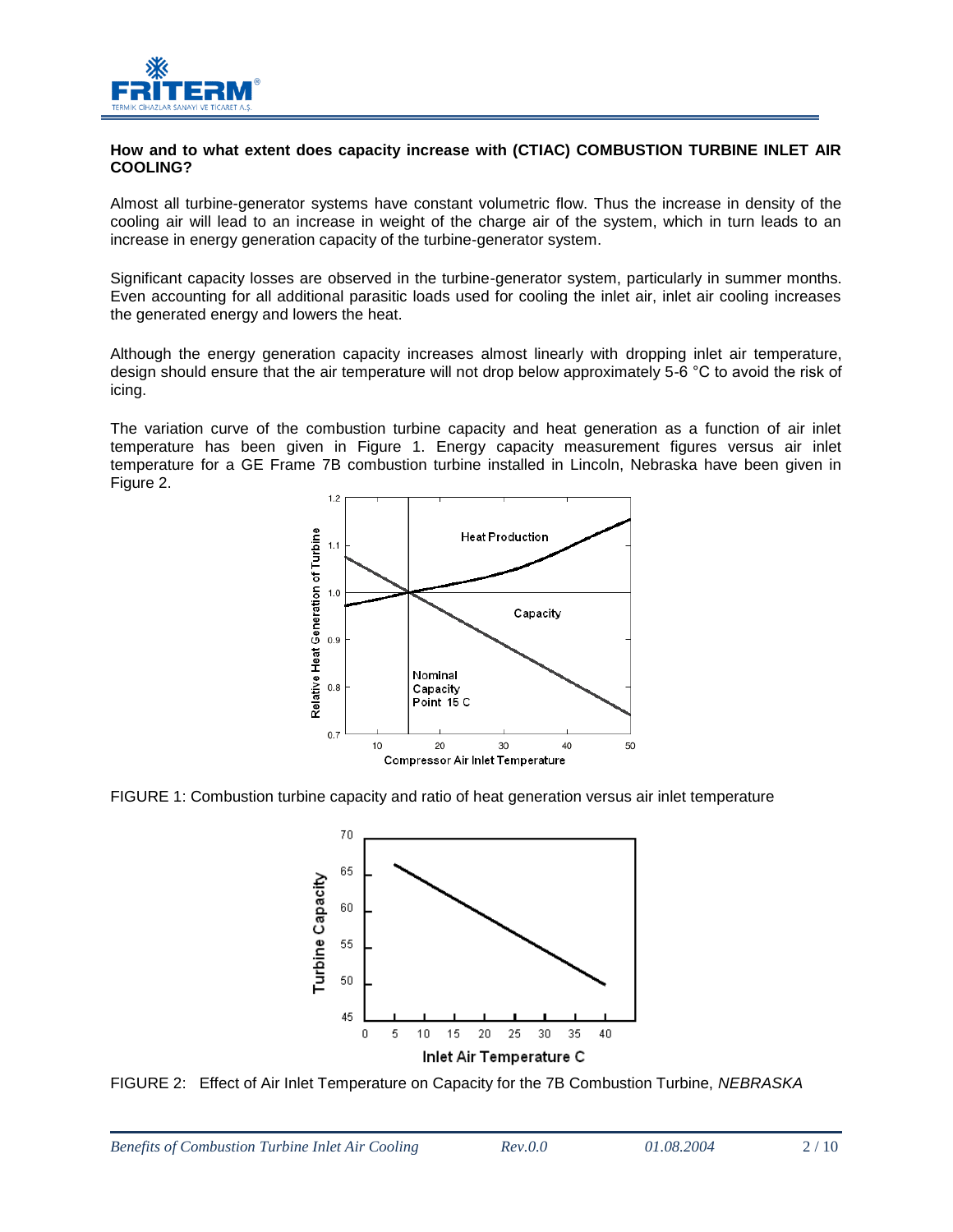**How and to what extent does capacity increase with (CTIAC) COMBUSTION TURBINE INLET AIR COOLING?**

Almost all turbine-generator systems have constant volumetric flow. Thus the increase in density of the cooling air will lead to an increase in weight of the charge air of the system, which in turn leads to an increase in energy generation capacity of the turbine-generator system.

Significant capacity losses are observed in the turbine-generator system, particularly in summer months. Even accounting for all additional parasitic loads used for cooling the inlet air, inlet air cooling increases the generated energy and lowers the heat.

Although the energy generation capacity increases almost linearly with dropping inlet air temperature, design should ensure that the air temperature will not drop below approximately 5-6 °C to avoid the risk of icing.

The variation curve of the combustion turbine capacity and heat generation as a function of air inlet temperature has been given in Figure 1. Energy capacity measurement figures versus air inlet temperature for a GE Frame 7B combustion turbine installed in Lincoln, Nebraska have been given in Figure 2.

FIGURE 1: Combustion turbine capacity and ratio of heat generation versus air inlet temperature

FIGURE 2: Effect of Air Inlet Temperature on Capacity for the 7B Combustion Turbine, *NEBRASKA*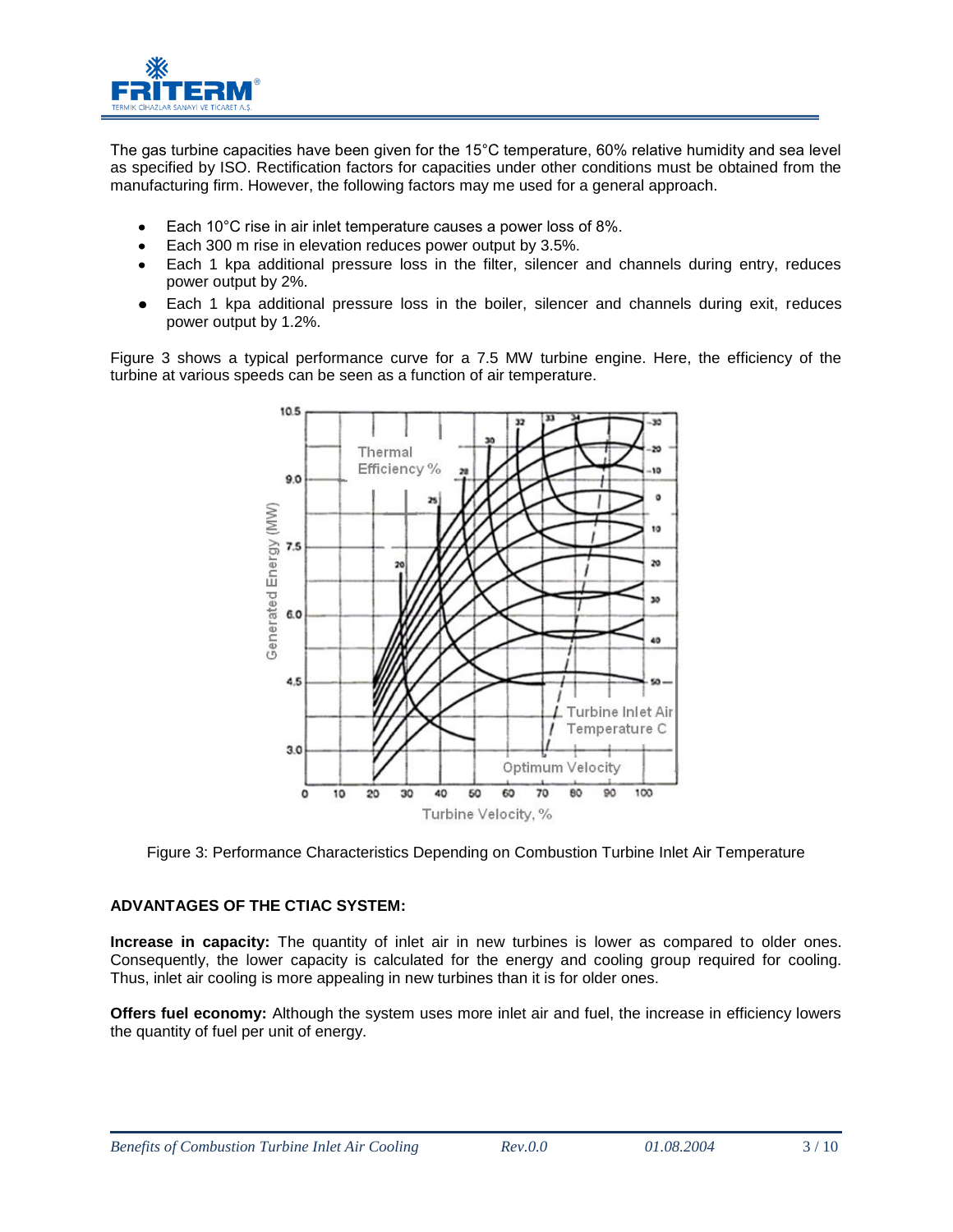The gas turbine capacities have been given for the 15°C temperature, 60% relative humidity and sea level as specified by ISO. Rectification factors for capacities under other conditions must be obtained from the manufacturing firm. However, the following factors may me used for a general approach.

- Each 10°C rise in air inlet temperature causes a power loss of 8%.
- Each 300 m rise in elevation reduces power output by 3.5%.
- Each 1 kpa additional pressure loss in the filter, silencer and channels during entry, reduces power output by 2%.
- Each 1 kpa additional pressure loss in the boiler, silencer and channels during exit, reduces power output by 1.2%.

Figure 3 shows a typical performance curve for a 7.5 MW turbine engine. Here, the efficiency of the turbine at various speeds can be seen as a function of air temperature.

Figure 3: Performance Characteristics Depending on Combustion Turbine Inlet Air Temperature

**ADVANTAGES OF THE CTIAC SYSTEM:**

**Increase in capacity:** The quantity of inlet air in new turbines is lower as compared to older ones. Consequently, the lower capacity is calculated for the energy and cooling group required for cooling. Thus, inlet air cooling is more appealing in new turbines than it is for older ones.

**Offers fuel economy:** Although the system uses more inlet air and fuel, the increase in efficiency lowers the quantity of fuel per unit of energy.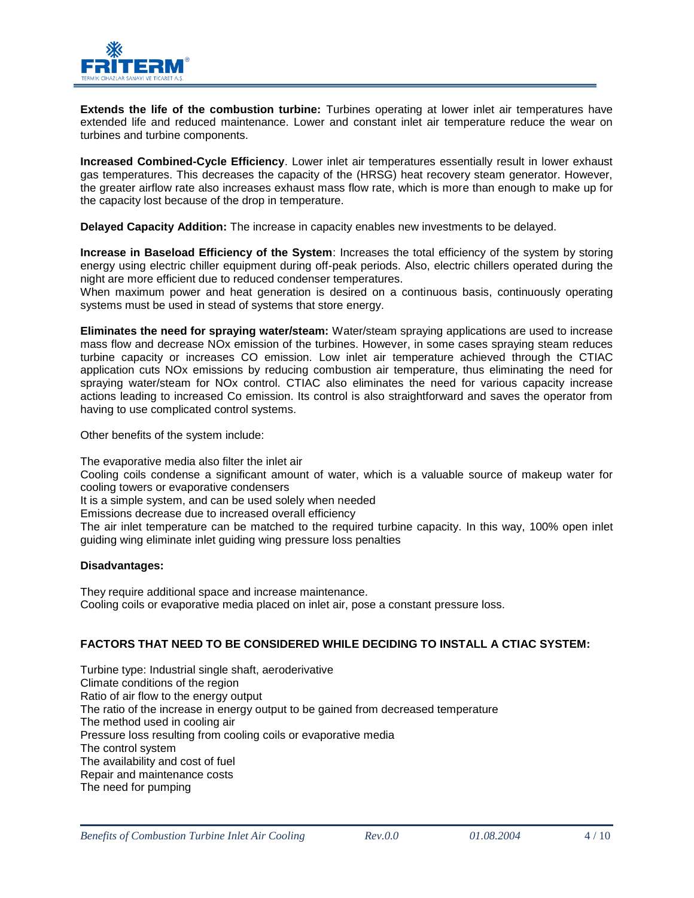**Extends the life of the combustion turbine:** Turbines operating at lower inlet air temperatures have extended life and reduced maintenance. Lower and constant inlet air temperature reduce the wear on turbines and turbine components.

**Increased Combined-Cycle Efficiency**. Lower inlet air temperatures essentially result in lower exhaust gas temperatures. This decreases the capacity of the (HRSG) heat recovery steam generator. However, the greater airflow rate also increases exhaust mass flow rate, which is more than enough to make up for the capacity lost because of the drop in temperature.

**Delayed Capacity Addition:** The increase in capacity enables new investments to be delayed.

**Increase in Baseload Efficiency of the System**: Increases the total efficiency of the system by storing energy using electric chiller equipment during off-peak periods. Also, electric chillers operated during the night are more efficient due to reduced condenser temperatures.
When maximum power and heat generation is desired on a continuous basis, continuously operating systems must be used in stead of systems that store energy.

**Eliminates the need for spraying water/steam:** Water/steam spraying applications are used to increase mass flow and decrease NOx emission of the turbines. However, in some cases spraying steam reduces turbine capacity or increases CO emission. Low inlet air temperature achieved through the CTIAC application cuts NOx emissions by reducing combustion air temperature, thus eliminating the need for spraying water/steam for NOx control. CTIAC also eliminates the need for various capacity increase actions leading to increased Co emission. Its control is also straightforward and saves the operator from having to use complicated control systems.

Other benefits of the system include:

The evaporative media also filter the inlet air
Cooling coils condense a significant amount of water, which is a valuable source of makeup water for cooling towers or evaporative condensers
It is a simple system, and can be used solely when needed
Emissions decrease due to increased overall efficiency
The air inlet temperature can be matched to the required turbine capacity. In this way, 100% open inlet guiding wing eliminate inlet guiding wing pressure loss penalties

**Disadvantages:**

They require additional space and increase maintenance.
Cooling coils or evaporative media placed on inlet air, pose a constant pressure loss.

**FACTORS THAT NEED TO BE CONSIDERED WHILE DECIDING TO INSTALL A CTIAC SYSTEM:**

Turbine type: Industrial single shaft, aeroderivative
Climate conditions of the region
Ratio of air flow to the energy output
The ratio of the increase in energy output to be gained from decreased temperature
The method used in cooling air
Pressure loss resulting from cooling coils or evaporative media
The control system
The availability and cost of fuel
Repair and maintenance costs
The need for pumping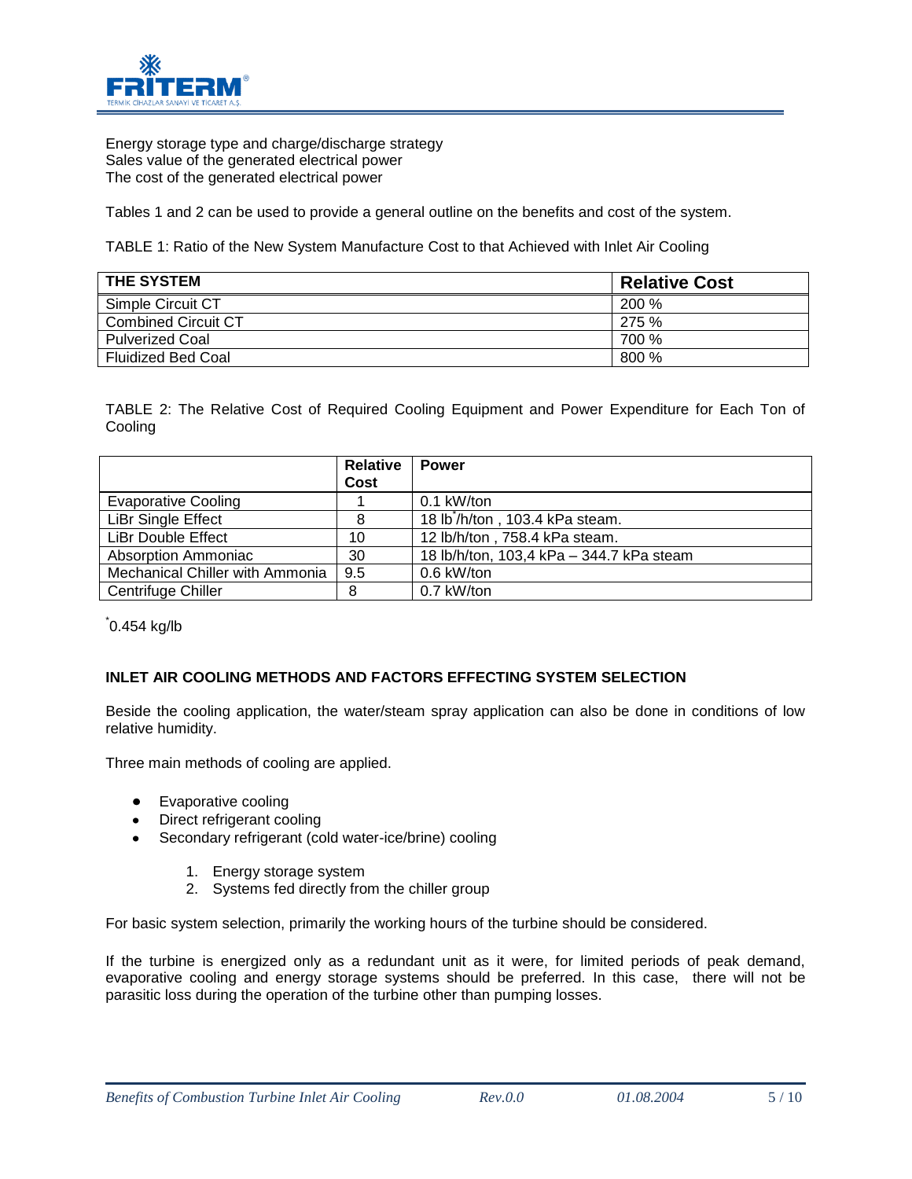Energy storage type and charge/discharge strategy
Sales value of the generated electrical power
The cost of the generated electrical power

Tables 1 and 2 can be used to provide a general outline on the benefits and cost of the system.

TABLE 1: Ratio of the New System Manufacture Cost to that Achieved with Inlet Air Cooling

| THE SYSTEM | Relative Cost |
|---|---|
| Simple Circuit CT | 200 % |
| Combined Circuit CT | 275 % |
| Pulverized Coal | 700 % |
| Fluidized Bed Coal | 800 % |

TABLE 2: The Relative Cost of Required Cooling Equipment and Power Expenditure for Each Ton of Cooling

| | Relative Cost | Power |
|---|---|---|
| Evaporative Cooling | 1 | 0.1 kW/ton |
| LiBr Single Effect | 8 | 18 lb*/h/ton , 103.4 kPa steam. |
| LiBr Double Effect | 10 | 12 lb/h/ton , 758.4 kPa steam. |
| Absorption Ammoniac | 30 | 18 lb/h/ton, 103,4 kPa – 344.7 kPa steam |
| Mechanical Chiller with Ammonia | 9.5 | 0.6 kW/ton |
| Centrifuge Chiller | 8 | 0.7 kW/ton |

*0.454 kg/lb

### INLET AIR COOLING METHODS AND FACTORS EFFECTING SYSTEM SELECTION

Beside the cooling application, the water/steam spray application can also be done in conditions of low relative humidity.

Three main methods of cooling are applied.

- Evaporative cooling
- Direct refrigerant cooling
- Secondary refrigerant (cold water-ice/brine) cooling
    1. Energy storage system
    2. Systems fed directly from the chiller group

For basic system selection, primarily the working hours of the turbine should be considered.

If the turbine is energized only as a redundant unit as it were, for limited periods of peak demand, evaporative cooling and energy storage systems should be preferred. In this case, there will not be parasitic loss during the operation of the turbine other than pumping losses.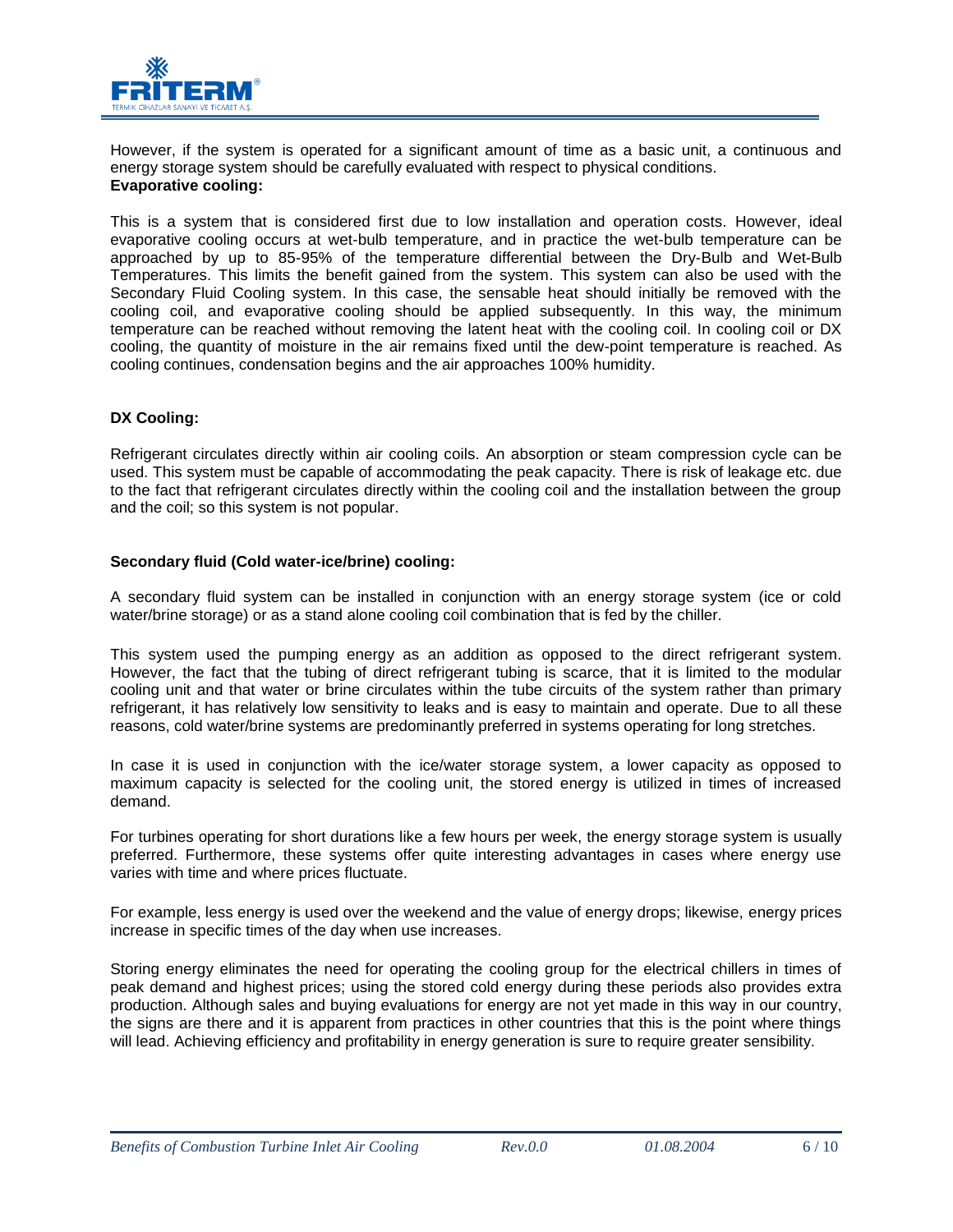However, if the system is operated for a significant amount of time as a basic unit, a continuous and energy storage system should be carefully evaluated with respect to physical conditions.

**Evaporative cooling:**

This is a system that is considered first due to low installation and operation costs. However, ideal evaporative cooling occurs at wet-bulb temperature, and in practice the wet-bulb temperature can be approached by up to 85-95% of the temperature differential between the Dry-Bulb and Wet-Bulb Temperatures. This limits the benefit gained from the system. This system can also be used with the Secondary Fluid Cooling system. In this case, the sensable heat should initially be removed with the cooling coil, and evaporative cooling should be applied subsequently. In this way, the minimum temperature can be reached without removing the latent heat with the cooling coil. In cooling coil or DX cooling, the quantity of moisture in the air remains fixed until the dew-point temperature is reached. As cooling continues, condensation begins and the air approaches 100% humidity.

**DX Cooling:**

Refrigerant circulates directly within air cooling coils. An absorption or steam compression cycle can be used. This system must be capable of accommodating the peak capacity. There is risk of leakage etc. due to the fact that refrigerant circulates directly within the cooling coil and the installation between the group and the coil; so this system is not popular.

**Secondary fluid (Cold water-ice/brine) cooling:**

A secondary fluid system can be installed in conjunction with an energy storage system (ice or cold water/brine storage) or as a stand alone cooling coil combination that is fed by the chiller.

This system used the pumping energy as an addition as opposed to the direct refrigerant system. However, the fact that the tubing of direct refrigerant tubing is scarce, that it is limited to the modular cooling unit and that water or brine circulates within the tube circuits of the system rather than primary refrigerant, it has relatively low sensitivity to leaks and is easy to maintain and operate. Due to all these reasons, cold water/brine systems are predominantly preferred in systems operating for long stretches.

In case it is used in conjunction with the ice/water storage system, a lower capacity as opposed to maximum capacity is selected for the cooling unit, the stored energy is utilized in times of increased demand.

For turbines operating for short durations like a few hours per week, the energy storage system is usually preferred. Furthermore, these systems offer quite interesting advantages in cases where energy use varies with time and where prices fluctuate.

For example, less energy is used over the weekend and the value of energy drops; likewise, energy prices increase in specific times of the day when use increases.

Storing energy eliminates the need for operating the cooling group for the electrical chillers in times of peak demand and highest prices; using the stored cold energy during these periods also provides extra production. Although sales and buying evaluations for energy are not yet made in this way in our country, the signs are there and it is apparent from practices in other countries that this is the point where things will lead. Achieving efficiency and profitability in energy generation is sure to require greater sensibility.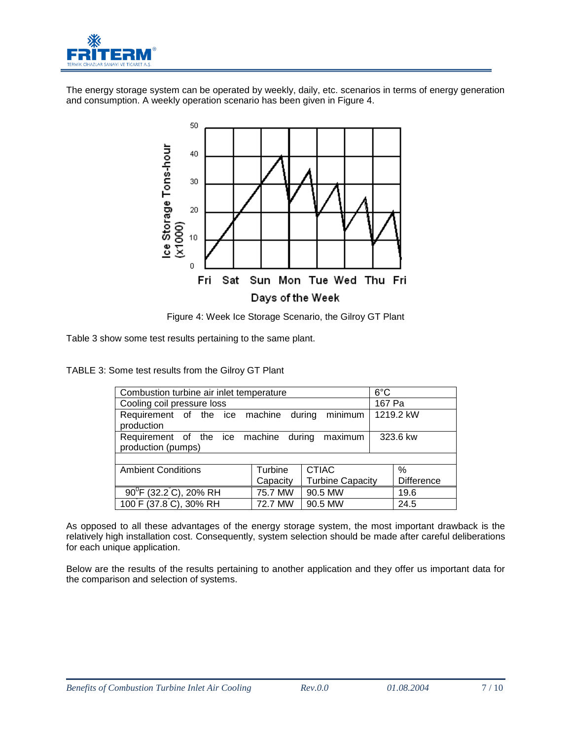The energy storage system can be operated by weekly, daily, etc. scenarios in terms of energy generation and consumption. A weekly operation scenario has been given in Figure 4.

Figure 4: Week Ice Storage Scenario, the Gilroy GT Plant

Table 3 show some test results pertaining to the same plant.

TABLE 3: Some test results from the Gilroy GT Plant

| Combustion turbine air inlet temperature | | | 6°C |
|---|---|---|---|
| Cooling coil pressure loss | | | 167 Pa |
| Requirement of the ice machine during minimum production | | | 1219.2 kW |
| Requirement of the ice machine during maximum production (pumps) | | | 323.6 kw |
| | | | |
| Ambient Conditions | Turbine Capacity | CTIAC Turbine Capacity | % Difference |
| 90°F (32.2°C), 20% RH | 75.7 MW | 90.5 MW | 19.6 |
| 100°F (37.8°C), 30% RH | 72.7 MW | 90.5 MW | 24.5 |

As opposed to all these advantages of the energy storage system, the most important drawback is the relatively high installation cost. Consequently, system selection should be made after careful deliberations for each unique application.

Below are the results of the results pertaining to another application and they offer us important data for the comparison and selection of systems.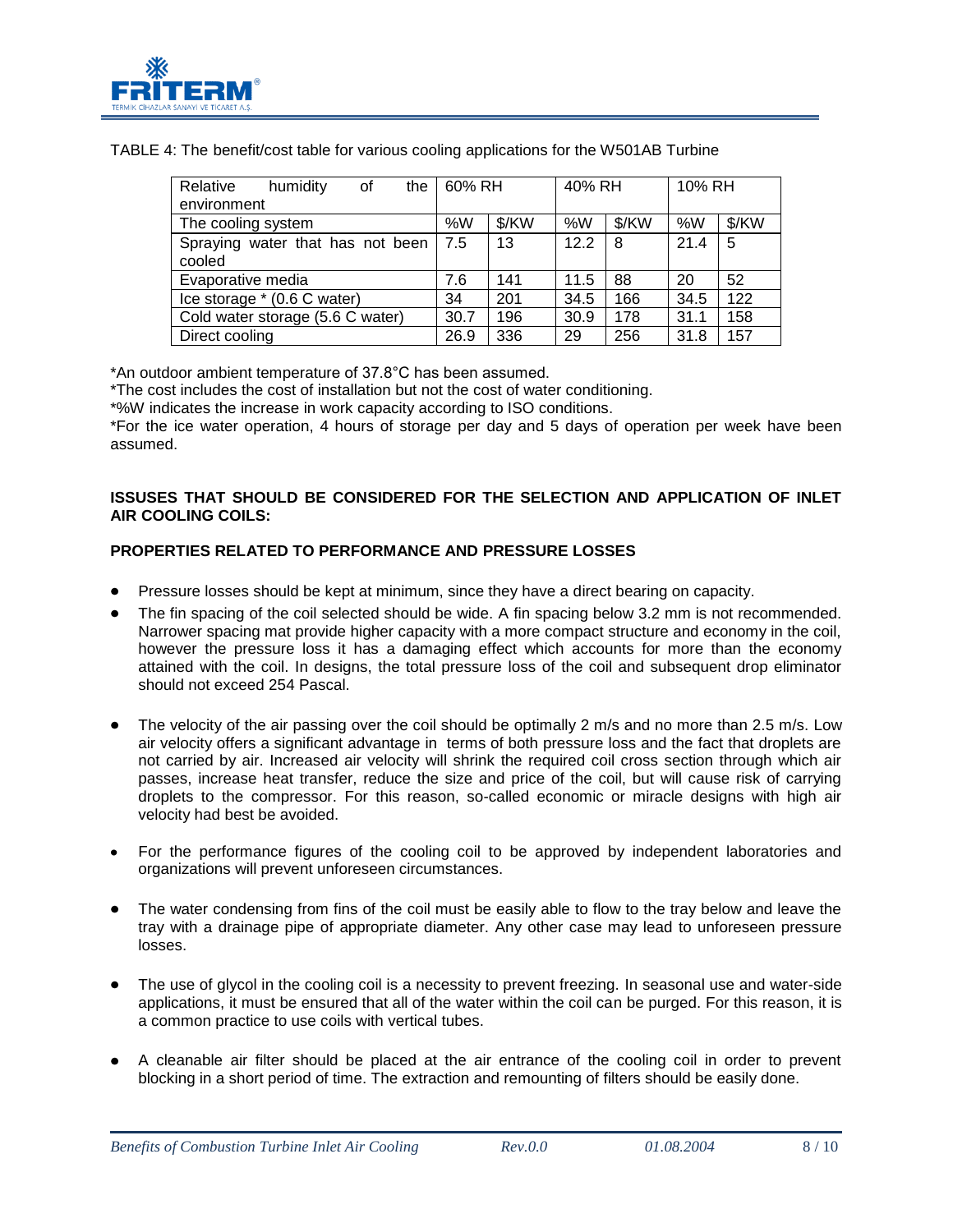TABLE 4: The benefit/cost table for various cooling applications for the W501AB Turbine

| Relative humidity of the environment | 60% RH | | 40% RH | | 10% RH | |
|---|---|---|---|---|---|---|
| The cooling system | %W | $/KW | %W | $/KW | %W | $/KW |
| Spraying water that has not been cooled | 7.5 | 13 | 12.2 | 8 | 21.4 | 5 |
| Evaporative media | 7.6 | 141 | 11.5 | 88 | 20 | 52 |
| Ice storage * (0.6 C water) | 34 | 201 | 34.5 | 166 | 34.5 | 122 |
| Cold water storage (5.6 C water) | 30.7 | 196 | 30.9 | 178 | 31.1 | 158 |
| Direct cooling | 26.9 | 336 | 29 | 256 | 31.8 | 157 |

*An outdoor ambient temperature of 37.8°C has been assumed.

*The cost includes the cost of installation but not the cost of water conditioning.

*%W indicates the increase in work capacity according to ISO conditions.

*For the ice water operation, 4 hours of storage per day and 5 days of operation per week have been assumed.

**ISSUSES THAT SHOULD BE CONSIDERED FOR THE SELECTION AND APPLICATION OF INLET AIR COOLING COILS:**

**PROPERTIES RELATED TO PERFORMANCE AND PRESSURE LOSSES**

- Pressure losses should be kept at minimum, since they have a direct bearing on capacity.
- The fin spacing of the coil selected should be wide. A fin spacing below 3.2 mm is not recommended. Narrower spacing mat provide higher capacity with a more compact structure and economy in the coil, however the pressure loss it has a damaging effect which accounts for more than the economy attained with the coil. In designs, the total pressure loss of the coil and subsequent drop eliminator should not exceed 254 Pascal.
- The velocity of the air passing over the coil should be optimally 2 m/s and no more than 2.5 m/s. Low air velocity offers a significant advantage in terms of both pressure loss and the fact that droplets are not carried by air. Increased air velocity will shrink the required coil cross section through which air passes, increase heat transfer, reduce the size and price of the coil, but will cause risk of carrying droplets to the compressor. For this reason, so-called economic or miracle designs with high air velocity had best be avoided.
- For the performance figures of the cooling coil to be approved by independent laboratories and organizations will prevent unforeseen circumstances.
- The water condensing from fins of the coil must be easily able to flow to the tray below and leave the tray with a drainage pipe of appropriate diameter. Any other case may lead to unforeseen pressure losses.
- The use of glycol in the cooling coil is a necessity to prevent freezing. In seasonal use and water-side applications, it must be ensured that all of the water within the coil can be purged. For this reason, it is a common practice to use coils with vertical tubes.
- A cleanable air filter should be placed at the air entrance of the cooling coil in order to prevent blocking in a short period of time. The extraction and remounting of filters should be easily done.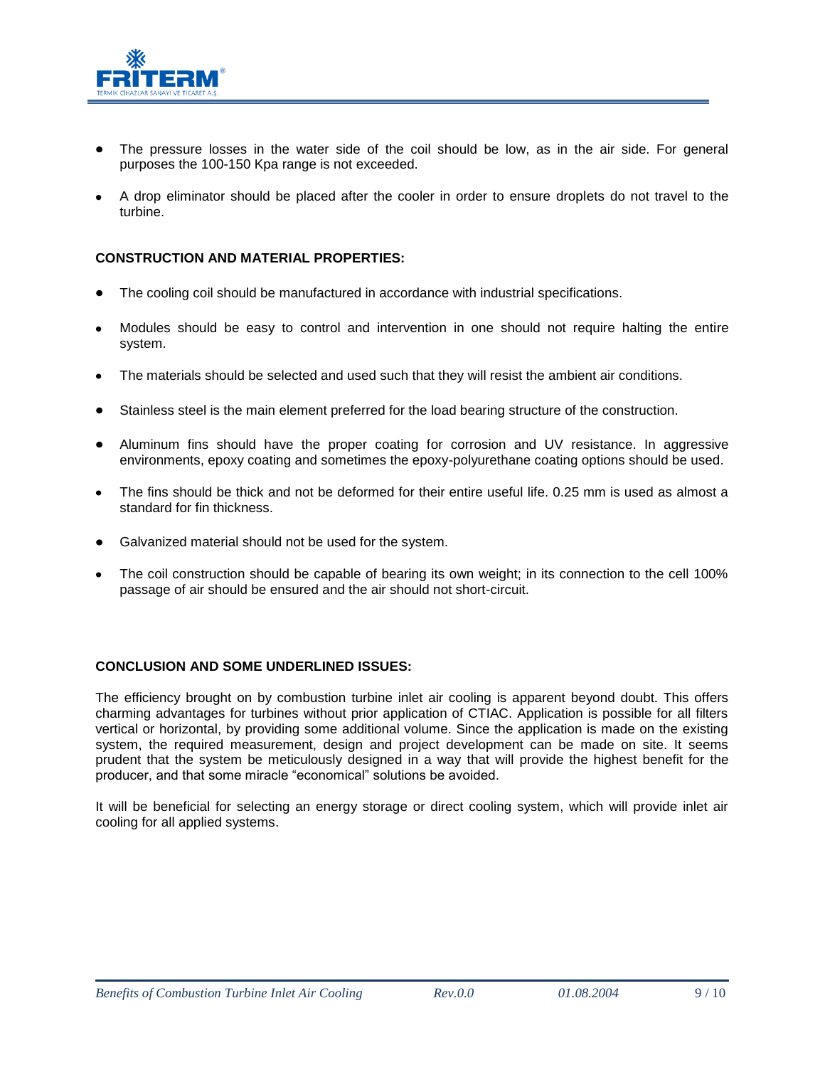- The pressure losses in the water side of the coil should be low, as in the air side. For general purposes the 100-150 Kpa range is not exceeded.
- A drop eliminator should be placed after the cooler in order to ensure droplets do not travel to the turbine.

**CONSTRUCTION AND MATERIAL PROPERTIES:**

- The cooling coil should be manufactured in accordance with industrial specifications.
- Modules should be easy to control and intervention in one should not require halting the entire system.
- The materials should be selected and used such that they will resist the ambient air conditions.
- Stainless steel is the main element preferred for the load bearing structure of the construction.
- Aluminum fins should have the proper coating for corrosion and UV resistance. In aggressive environments, epoxy coating and sometimes the epoxy-polyurethane coating options should be used.
- The fins should be thick and not be deformed for their entire useful life. 0.25 mm is used as almost a standard for fin thickness.
- Galvanized material should not be used for the system.
- The coil construction should be capable of bearing its own weight; in its connection to the cell 100% passage of air should be ensured and the air should not short-circuit.

**CONCLUSION AND SOME UNDERLINED ISSUES:**

The efficiency brought on by combustion turbine inlet air cooling is apparent beyond doubt. This offers charming advantages for turbines without prior application of CTIAC. Application is possible for all filters vertical or horizontal, by providing some additional volume. Since the application is made on the existing system, the required measurement, design and project development can be made on site. It seems prudent that the system be meticulously designed in a way that will provide the highest benefit for the producer, and that some miracle "economical" solutions be avoided.

It will be beneficial for selecting an energy storage or direct cooling system, which will provide inlet air cooling for all applied systems.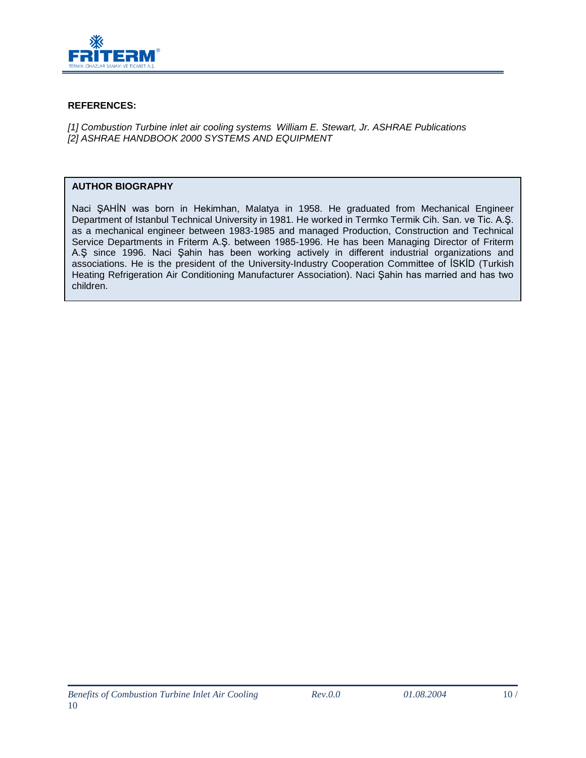**REFERENCES:**

*[1] Combustion Turbine inlet air cooling systems William E. Stewart, Jr. ASHRAE Publications*
*[2] ASHRAE HANDBOOK 2000 SYSTEMS AND EQUIPMENT*

**AUTHOR BIOGRAPHY**

Naci ŞAHİN was born in Hekimhan, Malatya in 1958. He graduated from Mechanical Engineer Department of Istanbul Technical University in 1981. He worked in Termko Termik Cih. San. ve Tic. A.Ş. as a mechanical engineer between 1983-1985 and managed Production, Construction and Technical Service Departments in Friterm A.Ş. between 1985-1996. He has been Managing Director of Friterm A.Ş since 1996. Naci Şahin has been working actively in different industrial organizations and associations. He is the president of the University-Industry Cooperation Committee of İSKİD (Turkish Heating Refrigeration Air Conditioning Manufacturer Association). Naci Şahin has married and has two children.